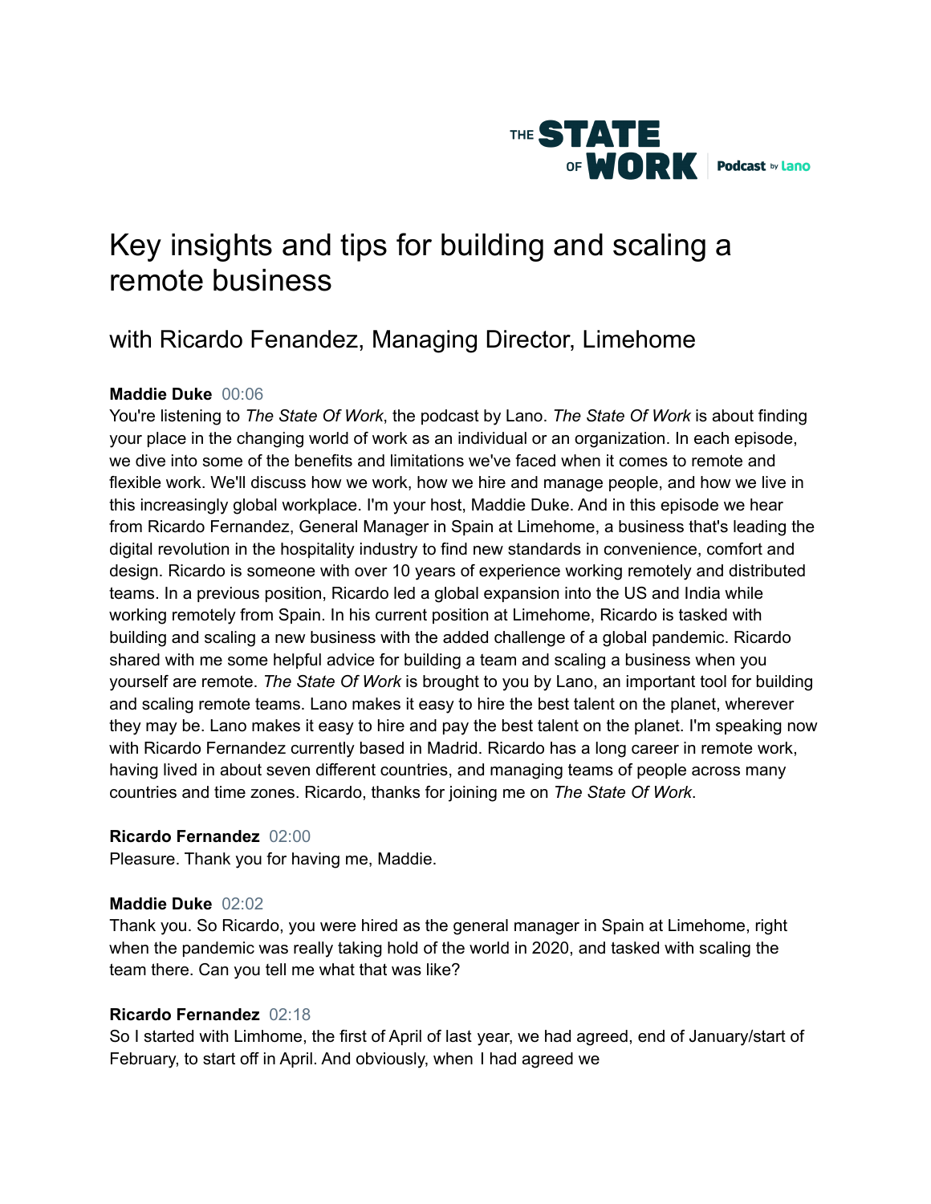# Key insights and tips for building and scaling a remote business

## with Ricardo Fenandez, Managing Director, Limehome

**Maddie Duke** 00:06
You're listening to *The State Of Work*, the podcast by Lano. *The State Of Work* is about finding your place in the changing world of work as an individual or an organization. In each episode, we dive into some of the benefits and limitations we've faced when it comes to remote and flexible work. We'll discuss how we work, how we hire and manage people, and how we live in this increasingly global workplace. I'm your host, Maddie Duke. And in this episode we hear from Ricardo Fernandez, General Manager in Spain at Limehome, a business that's leading the digital revolution in the hospitality industry to find new standards in convenience, comfort and design. Ricardo is someone with over 10 years of experience working remotely and distributed teams. In a previous position, Ricardo led a global expansion into the US and India while working remotely from Spain. In his current position at Limehome, Ricardo is tasked with building and scaling a new business with the added challenge of a global pandemic. Ricardo shared with me some helpful advice for building a team and scaling a business when you yourself are remote. *The State Of Work* is brought to you by Lano, an important tool for building and scaling remote teams. Lano makes it easy to hire the best talent on the planet, wherever they may be. Lano makes it easy to hire and pay the best talent on the planet. I'm speaking now with Ricardo Fernandez currently based in Madrid. Ricardo has a long career in remote work, having lived in about seven different countries, and managing teams of people across many countries and time zones. Ricardo, thanks for joining me on *The State Of Work*.

**Ricardo Fernandez** 02:00
Pleasure. Thank you for having me, Maddie.

**Maddie Duke** 02:02
Thank you. So Ricardo, you were hired as the general manager in Spain at Limehome, right when the pandemic was really taking hold of the world in 2020, and tasked with scaling the team there. Can you tell me what that was like?

**Ricardo Fernandez** 02:18
So I started with Limhome, the first of April of last year, we had agreed, end of January/start of February, to start off in April. And obviously, when I had agreed we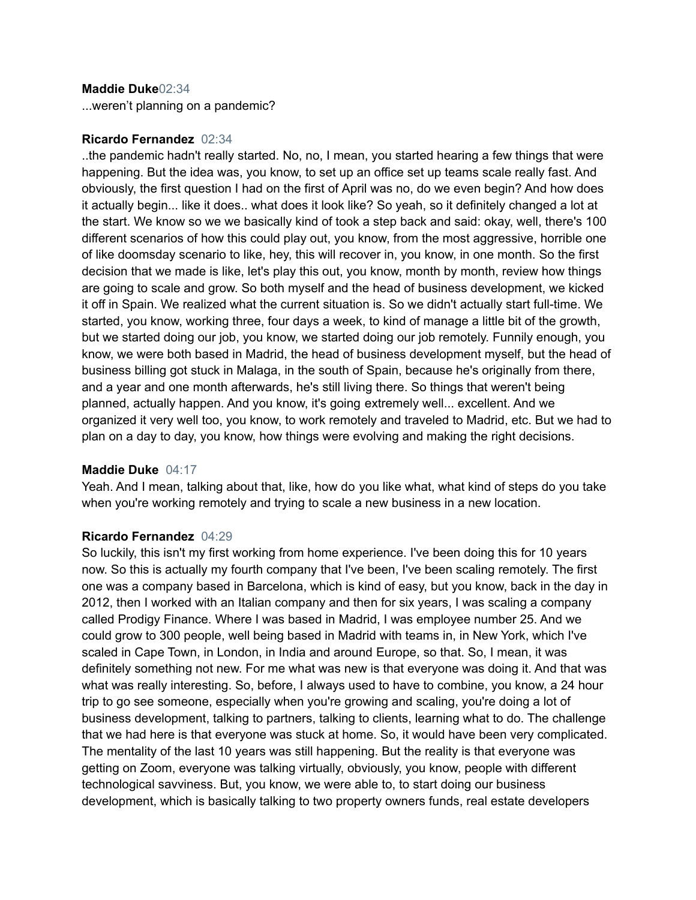**Maddie Duke** 02:34
...weren't planning on a pandemic?

**Ricardo Fernandez** 02:34
..the pandemic hadn't really started. No, no, I mean, you started hearing a few things that were happening. But the idea was, you know, to set up an office set up teams scale really fast. And obviously, the first question I had on the first of April was no, do we even begin? And how does it actually begin... like it does.. what does it look like? So yeah, so it definitely changed a lot at the start. We know so we we basically kind of took a step back and said: okay, well, there's 100 different scenarios of how this could play out, you know, from the most aggressive, horrible one of like doomsday scenario to like, hey, this will recover in, you know, in one month. So the first decision that we made is like, let's play this out, you know, month by month, review how things are going to scale and grow. So both myself and the head of business development, we kicked it off in Spain. We realized what the current situation is. So we didn't actually start full-time. We started, you know, working three, four days a week, to kind of manage a little bit of the growth, but we started doing our job, you know, we started doing our job remotely. Funnily enough, you know, we were both based in Madrid, the head of business development myself, but the head of business billing got stuck in Malaga, in the south of Spain, because he's originally from there, and a year and one month afterwards, he's still living there. So things that weren't being planned, actually happen. And you know, it's going extremely well... excellent. And we organized it very well too, you know, to work remotely and traveled to Madrid, etc. But we had to plan on a day to day, you know, how things were evolving and making the right decisions.

**Maddie Duke** 04:17
Yeah. And I mean, talking about that, like, how do you like what, what kind of steps do you take when you're working remotely and trying to scale a new business in a new location.

**Ricardo Fernandez** 04:29
So luckily, this isn't my first working from home experience. I've been doing this for 10 years now. So this is actually my fourth company that I've been, I've been scaling remotely. The first one was a company based in Barcelona, which is kind of easy, but you know, back in the day in 2012, then I worked with an Italian company and then for six years, I was scaling a company called Prodigy Finance. Where I was based in Madrid, I was employee number 25. And we could grow to 300 people, well being based in Madrid with teams in, in New York, which I've scaled in Cape Town, in London, in India and around Europe, so that. So, I mean, it was definitely something not new. For me what was new is that everyone was doing it. And that was what was really interesting. So, before, I always used to have to combine, you know, a 24 hour trip to go see someone, especially when you're growing and scaling, you're doing a lot of business development, talking to partners, talking to clients, learning what to do. The challenge that we had here is that everyone was stuck at home. So, it would have been very complicated. The mentality of the last 10 years was still happening. But the reality is that everyone was getting on Zoom, everyone was talking virtually, obviously, you know, people with different technological savviness. But, you know, we were able to, to start doing our business development, which is basically talking to two property owners funds, real estate developers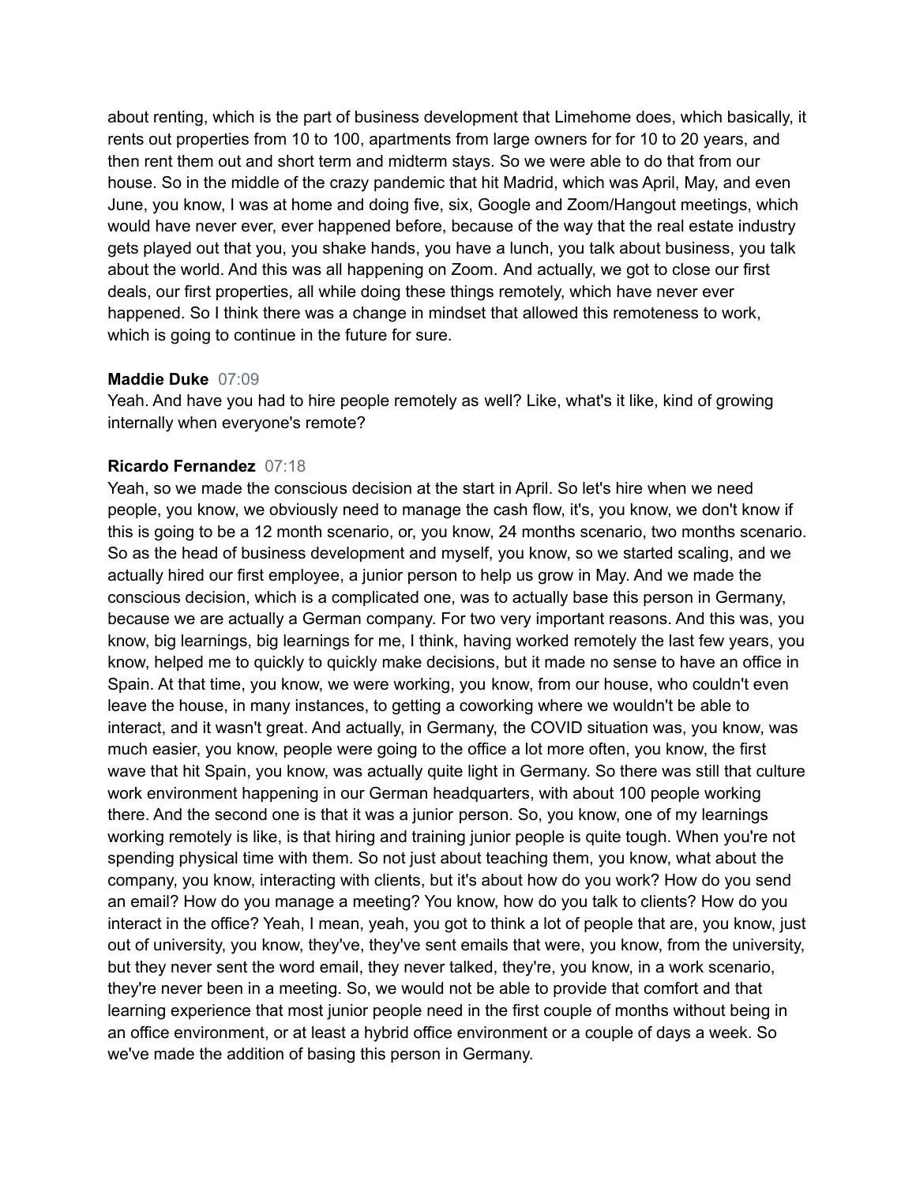about renting, which is the part of business development that Limehome does, which basically, it rents out properties from 10 to 100, apartments from large owners for for 10 to 20 years, and then rent them out and short term and midterm stays. So we were able to do that from our house. So in the middle of the crazy pandemic that hit Madrid, which was April, May, and even June, you know, I was at home and doing five, six, Google and Zoom/Hangout meetings, which would have never ever, ever happened before, because of the way that the real estate industry gets played out that you, you shake hands, you have a lunch, you talk about business, you talk about the world. And this was all happening on Zoom. And actually, we got to close our first deals, our first properties, all while doing these things remotely, which have never ever happened. So I think there was a change in mindset that allowed this remoteness to work, which is going to continue in the future for sure.

**Maddie Duke** 07:09
Yeah. And have you had to hire people remotely as well? Like, what's it like, kind of growing internally when everyone's remote?

**Ricardo Fernandez** 07:18
Yeah, so we made the conscious decision at the start in April. So let's hire when we need people, you know, we obviously need to manage the cash flow, it's, you know, we don't know if this is going to be a 12 month scenario, or, you know, 24 months scenario, two months scenario. So as the head of business development and myself, you know, so we started scaling, and we actually hired our first employee, a junior person to help us grow in May. And we made the conscious decision, which is a complicated one, was to actually base this person in Germany, because we are actually a German company. For two very important reasons. And this was, you know, big learnings, big learnings for me, I think, having worked remotely the last few years, you know, helped me to quickly to quickly make decisions, but it made no sense to have an office in Spain. At that time, you know, we were working, you know, from our house, who couldn't even leave the house, in many instances, to getting a coworking where we wouldn't be able to interact, and it wasn't great. And actually, in Germany, the COVID situation was, you know, was much easier, you know, people were going to the office a lot more often, you know, the first wave that hit Spain, you know, was actually quite light in Germany. So there was still that culture work environment happening in our German headquarters, with about 100 people working there. And the second one is that it was a junior person. So, you know, one of my learnings working remotely is like, is that hiring and training junior people is quite tough. When you're not spending physical time with them. So not just about teaching them, you know, what about the company, you know, interacting with clients, but it's about how do you work? How do you send an email? How do you manage a meeting? You know, how do you talk to clients? How do you interact in the office? Yeah, I mean, yeah, you got to think a lot of people that are, you know, just out of university, you know, they've, they've sent emails that were, you know, from the university, but they never sent the word email, they never talked, they're, you know, in a work scenario, they're never been in a meeting. So, we would not be able to provide that comfort and that learning experience that most junior people need in the first couple of months without being in an office environment, or at least a hybrid office environment or a couple of days a week. So we've made the addition of basing this person in Germany.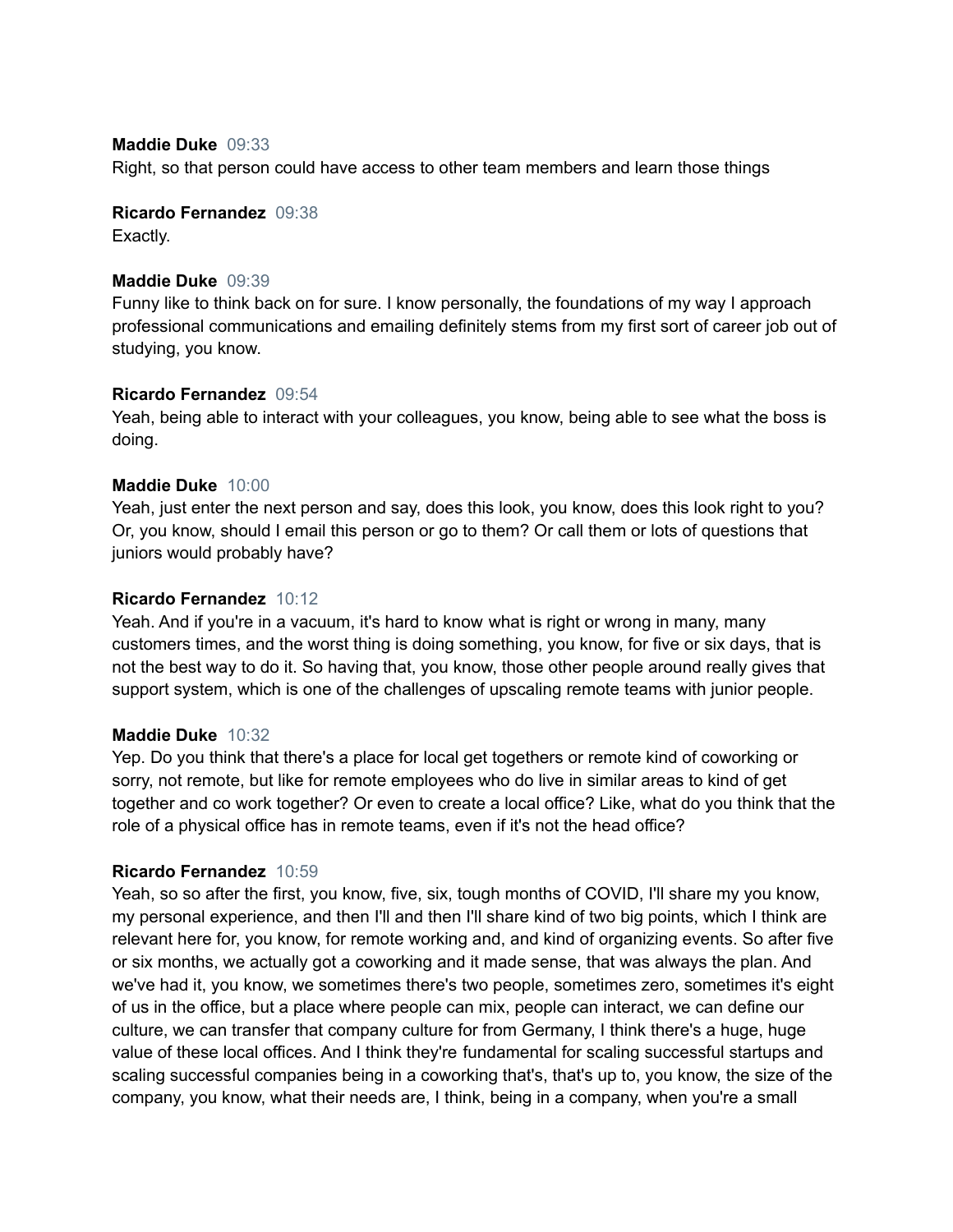**Maddie Duke** 09:33
Right, so that person could have access to other team members and learn those things

**Ricardo Fernandez** 09:38
Exactly.

**Maddie Duke** 09:39
Funny like to think back on for sure. I know personally, the foundations of my way I approach professional communications and emailing definitely stems from my first sort of career job out of studying, you know.

**Ricardo Fernandez** 09:54
Yeah, being able to interact with your colleagues, you know, being able to see what the boss is doing.

**Maddie Duke** 10:00
Yeah, just enter the next person and say, does this look, you know, does this look right to you? Or, you know, should I email this person or go to them? Or call them or lots of questions that juniors would probably have?

**Ricardo Fernandez** 10:12
Yeah. And if you're in a vacuum, it's hard to know what is right or wrong in many, many customers times, and the worst thing is doing something, you know, for five or six days, that is not the best way to do it. So having that, you know, those other people around really gives that support system, which is one of the challenges of upscaling remote teams with junior people.

**Maddie Duke** 10:32
Yep. Do you think that there's a place for local get togethers or remote kind of coworking or sorry, not remote, but like for remote employees who do live in similar areas to kind of get together and co work together? Or even to create a local office? Like, what do you think that the role of a physical office has in remote teams, even if it's not the head office?

**Ricardo Fernandez** 10:59
Yeah, so so after the first, you know, five, six, tough months of COVID, I'll share my you know, my personal experience, and then I'll and then I'll share kind of two big points, which I think are relevant here for, you know, for remote working and, and kind of organizing events. So after five or six months, we actually got a coworking and it made sense, that was always the plan. And we've had it, you know, we sometimes there's two people, sometimes zero, sometimes it's eight of us in the office, but a place where people can mix, people can interact, we can define our culture, we can transfer that company culture for from Germany, I think there's a huge, huge value of these local offices. And I think they're fundamental for scaling successful startups and scaling successful companies being in a coworking that's, that's up to, you know, the size of the company, you know, what their needs are, I think, being in a company, when you're a small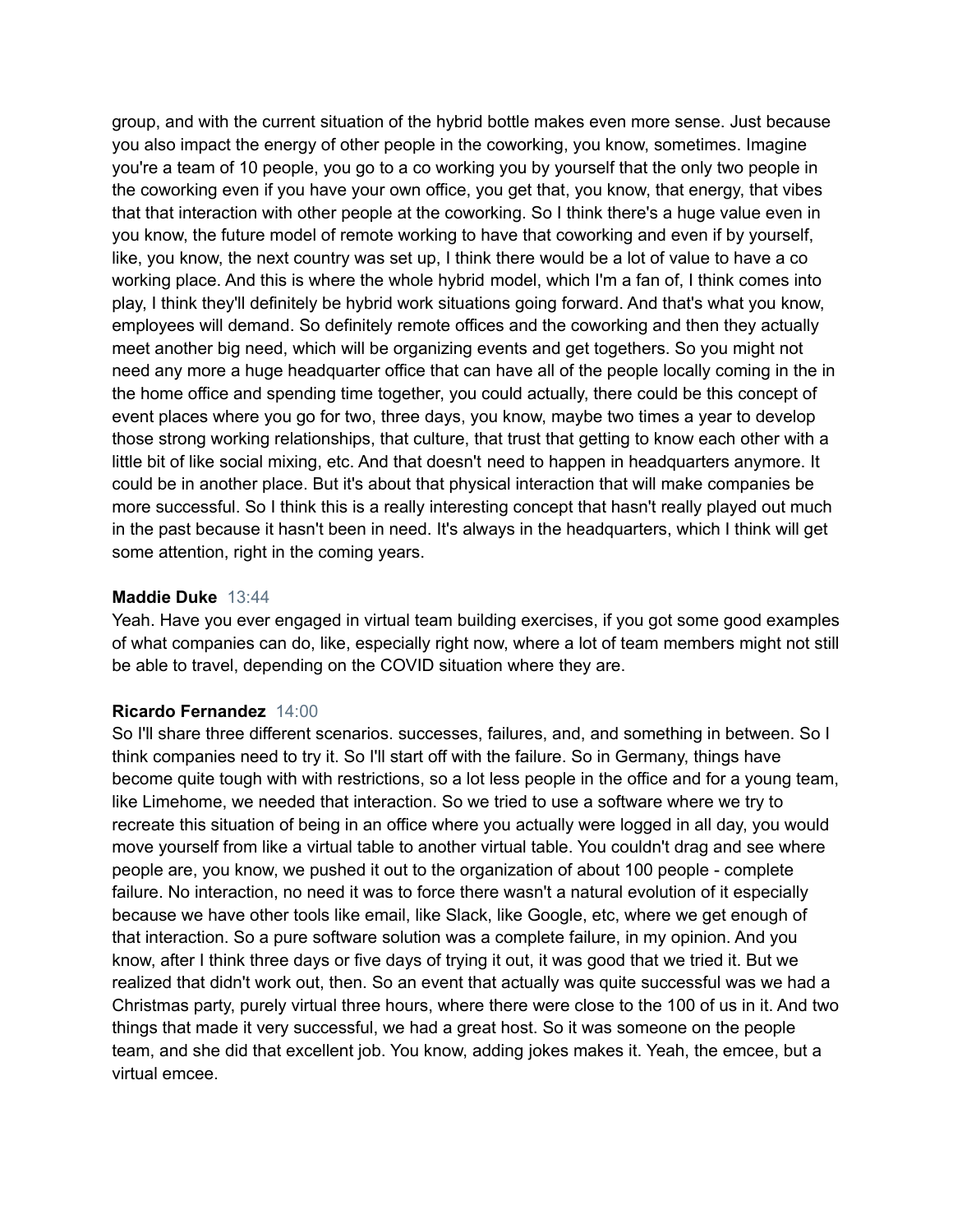group, and with the current situation of the hybrid bottle makes even more sense. Just because you also impact the energy of other people in the coworking, you know, sometimes. Imagine you're a team of 10 people, you go to a co working you by yourself that the only two people in the coworking even if you have your own office, you get that, you know, that energy, that vibes that that interaction with other people at the coworking. So I think there's a huge value even in you know, the future model of remote working to have that coworking and even if by yourself, like, you know, the next country was set up, I think there would be a lot of value to have a co working place. And this is where the whole hybrid model, which I'm a fan of, I think comes into play, I think they'll definitely be hybrid work situations going forward. And that's what you know, employees will demand. So definitely remote offices and the coworking and then they actually meet another big need, which will be organizing events and get togethers. So you might not need any more a huge headquarter office that can have all of the people locally coming in the in the home office and spending time together, you could actually, there could be this concept of event places where you go for two, three days, you know, maybe two times a year to develop those strong working relationships, that culture, that trust that getting to know each other with a little bit of like social mixing, etc. And that doesn't need to happen in headquarters anymore. It could be in another place. But it's about that physical interaction that will make companies be more successful. So I think this is a really interesting concept that hasn't really played out much in the past because it hasn't been in need. It's always in the headquarters, which I think will get some attention, right in the coming years.

**Maddie Duke** 13:44
Yeah. Have you ever engaged in virtual team building exercises, if you got some good examples of what companies can do, like, especially right now, where a lot of team members might not still be able to travel, depending on the COVID situation where they are.

**Ricardo Fernandez** 14:00
So I'll share three different scenarios. successes, failures, and, and something in between. So I think companies need to try it. So I'll start off with the failure. So in Germany, things have become quite tough with with restrictions, so a lot less people in the office and for a young team, like Limehome, we needed that interaction. So we tried to use a software where we try to recreate this situation of being in an office where you actually were logged in all day, you would move yourself from like a virtual table to another virtual table. You couldn't drag and see where people are, you know, we pushed it out to the organization of about 100 people - complete failure. No interaction, no need it was to force there wasn't a natural evolution of it especially because we have other tools like email, like Slack, like Google, etc, where we get enough of that interaction. So a pure software solution was a complete failure, in my opinion. And you know, after I think three days or five days of trying it out, it was good that we tried it. But we realized that didn't work out, then. So an event that actually was quite successful was we had a Christmas party, purely virtual three hours, where there were close to the 100 of us in it. And two things that made it very successful, we had a great host. So it was someone on the people team, and she did that excellent job. You know, adding jokes makes it. Yeah, the emcee, but a virtual emcee.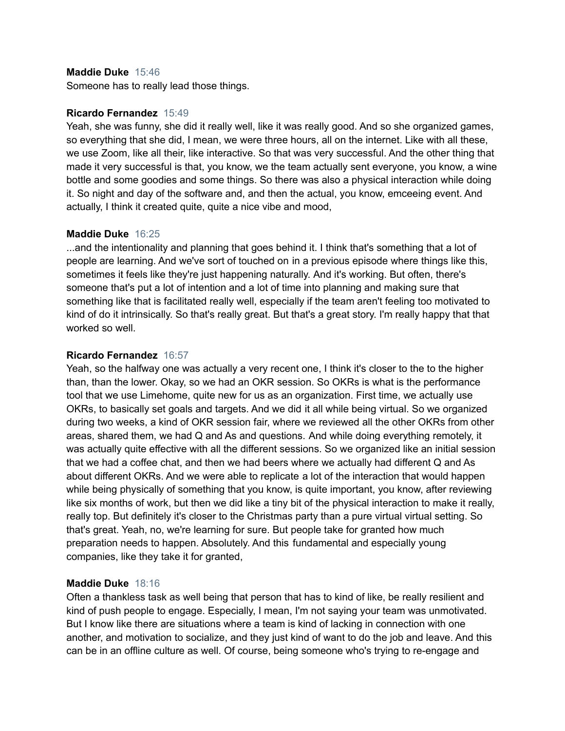**Maddie Duke** 15:46
Someone has to really lead those things.

**Ricardo Fernandez** 15:49
Yeah, she was funny, she did it really well, like it was really good. And so she organized games, so everything that she did, I mean, we were three hours, all on the internet. Like with all these, we use Zoom, like all their, like interactive. So that was very successful. And the other thing that made it very successful is that, you know, we the team actually sent everyone, you know, a wine bottle and some goodies and some things. So there was also a physical interaction while doing it. So night and day of the software and, and then the actual, you know, emceeing event. And actually, I think it created quite, quite a nice vibe and mood,

**Maddie Duke** 16:25
...and the intentionality and planning that goes behind it. I think that's something that a lot of people are learning. And we've sort of touched on in a previous episode where things like this, sometimes it feels like they're just happening naturally. And it's working. But often, there's someone that's put a lot of intention and a lot of time into planning and making sure that something like that is facilitated really well, especially if the team aren't feeling too motivated to kind of do it intrinsically. So that's really great. But that's a great story. I'm really happy that that worked so well.

**Ricardo Fernandez** 16:57
Yeah, so the halfway one was actually a very recent one, I think it's closer to the to the higher than, than the lower. Okay, so we had an OKR session. So OKRs is what is the performance tool that we use Limehome, quite new for us as an organization. First time, we actually use OKRs, to basically set goals and targets. And we did it all while being virtual. So we organized during two weeks, a kind of OKR session fair, where we reviewed all the other OKRs from other areas, shared them, we had Q and As and questions. And while doing everything remotely, it was actually quite effective with all the different sessions. So we organized like an initial session that we had a coffee chat, and then we had beers where we actually had different Q and As about different OKRs. And we were able to replicate a lot of the interaction that would happen while being physically of something that you know, is quite important, you know, after reviewing like six months of work, but then we did like a tiny bit of the physical interaction to make it really, really top. But definitely it's closer to the Christmas party than a pure virtual virtual setting. So that's great. Yeah, no, we're learning for sure. But people take for granted how much preparation needs to happen. Absolutely. And this fundamental and especially young companies, like they take it for granted,

**Maddie Duke** 18:16
Often a thankless task as well being that person that has to kind of like, be really resilient and kind of push people to engage. Especially, I mean, I'm not saying your team was unmotivated. But I know like there are situations where a team is kind of lacking in connection with one another, and motivation to socialize, and they just kind of want to do the job and leave. And this can be in an offline culture as well. Of course, being someone who's trying to re-engage and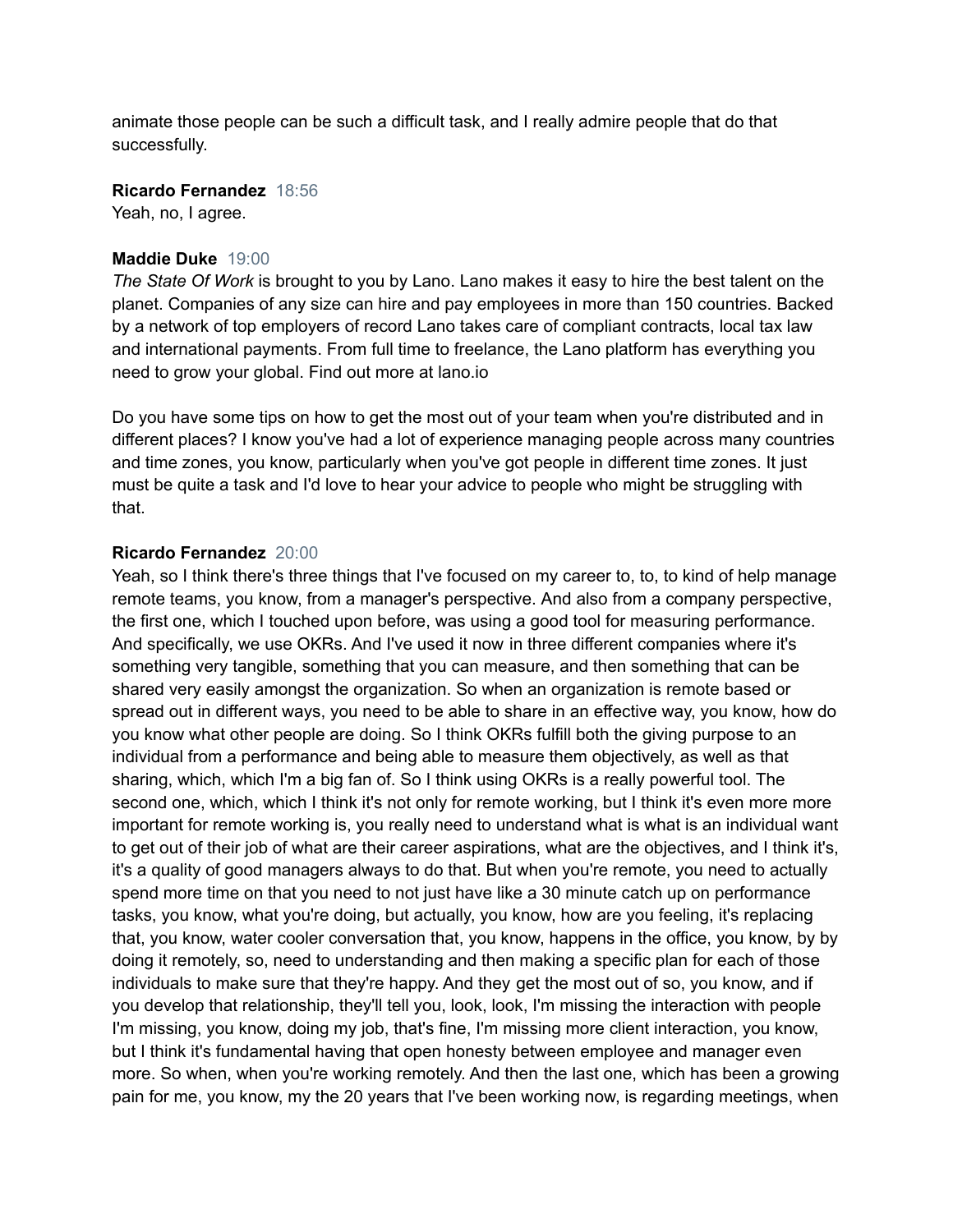animate those people can be such a difficult task, and I really admire people that do that successfully.

**Ricardo Fernandez** 18:56
Yeah, no, I agree.

**Maddie Duke** 19:00
*The State Of Work* is brought to you by Lano. Lano makes it easy to hire the best talent on the planet. Companies of any size can hire and pay employees in more than 150 countries. Backed by a network of top employers of record Lano takes care of compliant contracts, local tax law and international payments. From full time to freelance, the Lano platform has everything you need to grow your global. Find out more at lano.io

Do you have some tips on how to get the most out of your team when you're distributed and in different places? I know you've had a lot of experience managing people across many countries and time zones, you know, particularly when you've got people in different time zones. It just must be quite a task and I'd love to hear your advice to people who might be struggling with that.

**Ricardo Fernandez** 20:00
Yeah, so I think there's three things that I've focused on my career to, to, to kind of help manage remote teams, you know, from a manager's perspective. And also from a company perspective, the first one, which I touched upon before, was using a good tool for measuring performance. And specifically, we use OKRs. And I've used it now in three different companies where it's something very tangible, something that you can measure, and then something that can be shared very easily amongst the organization. So when an organization is remote based or spread out in different ways, you need to be able to share in an effective way, you know, how do you know what other people are doing. So I think OKRs fulfill both the giving purpose to an individual from a performance and being able to measure them objectively, as well as that sharing, which, which I'm a big fan of. So I think using OKRs is a really powerful tool. The second one, which, which I think it's not only for remote working, but I think it's even more more important for remote working is, you really need to understand what is what is an individual want to get out of their job of what are their career aspirations, what are the objectives, and I think it's, it's a quality of good managers always to do that. But when you're remote, you need to actually spend more time on that you need to not just have like a 30 minute catch up on performance tasks, you know, what you're doing, but actually, you know, how are you feeling, it's replacing that, you know, water cooler conversation that, you know, happens in the office, you know, by by doing it remotely, so, need to understanding and then making a specific plan for each of those individuals to make sure that they're happy. And they get the most out of so, you know, and if you develop that relationship, they'll tell you, look, look, I'm missing the interaction with people I'm missing, you know, doing my job, that's fine, I'm missing more client interaction, you know, but I think it's fundamental having that open honesty between employee and manager even more. So when, when you're working remotely. And then the last one, which has been a growing pain for me, you know, my the 20 years that I've been working now, is regarding meetings, when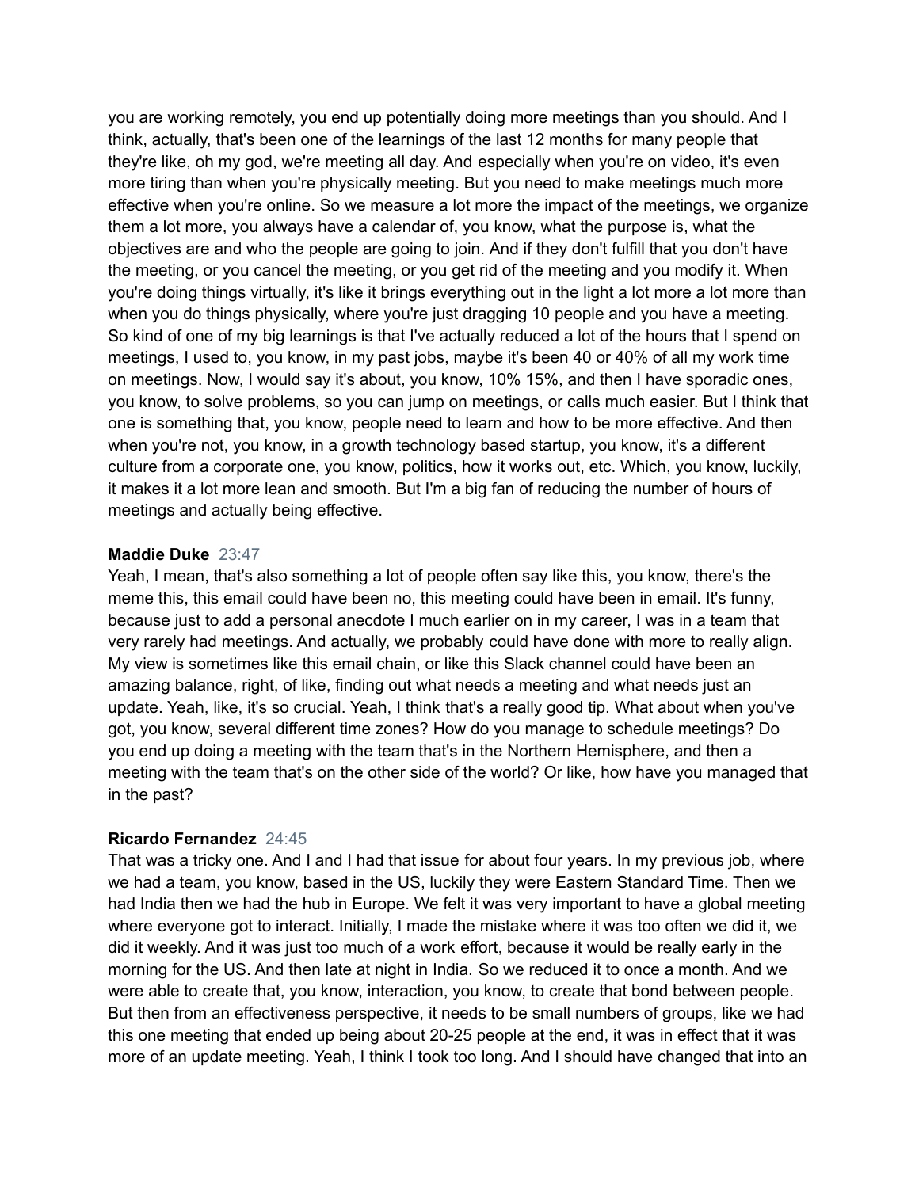you are working remotely, you end up potentially doing more meetings than you should. And I think, actually, that's been one of the learnings of the last 12 months for many people that they're like, oh my god, we're meeting all day. And especially when you're on video, it's even more tiring than when you're physically meeting. But you need to make meetings much more effective when you're online. So we measure a lot more the impact of the meetings, we organize them a lot more, you always have a calendar of, you know, what the purpose is, what the objectives are and who the people are going to join. And if they don't fulfill that you don't have the meeting, or you cancel the meeting, or you get rid of the meeting and you modify it. When you're doing things virtually, it's like it brings everything out in the light a lot more a lot more than when you do things physically, where you're just dragging 10 people and you have a meeting. So kind of one of my big learnings is that I've actually reduced a lot of the hours that I spend on meetings, I used to, you know, in my past jobs, maybe it's been 40 or 40% of all my work time on meetings. Now, I would say it's about, you know, 10% 15%, and then I have sporadic ones, you know, to solve problems, so you can jump on meetings, or calls much easier. But I think that one is something that, you know, people need to learn and how to be more effective. And then when you're not, you know, in a growth technology based startup, you know, it's a different culture from a corporate one, you know, politics, how it works out, etc. Which, you know, luckily, it makes it a lot more lean and smooth. But I'm a big fan of reducing the number of hours of meetings and actually being effective.

**Maddie Duke** 23:47
Yeah, I mean, that's also something a lot of people often say like this, you know, there's the meme this, this email could have been no, this meeting could have been in email. It's funny, because just to add a personal anecdote I much earlier on in my career, I was in a team that very rarely had meetings. And actually, we probably could have done with more to really align. My view is sometimes like this email chain, or like this Slack channel could have been an amazing balance, right, of like, finding out what needs a meeting and what needs just an update. Yeah, like, it's so crucial. Yeah, I think that's a really good tip. What about when you've got, you know, several different time zones? How do you manage to schedule meetings? Do you end up doing a meeting with the team that's in the Northern Hemisphere, and then a meeting with the team that's on the other side of the world? Or like, how have you managed that in the past?

**Ricardo Fernandez** 24:45
That was a tricky one. And I and I had that issue for about four years. In my previous job, where we had a team, you know, based in the US, luckily they were Eastern Standard Time. Then we had India then we had the hub in Europe. We felt it was very important to have a global meeting where everyone got to interact. Initially, I made the mistake where it was too often we did it, we did it weekly. And it was just too much of a work effort, because it would be really early in the morning for the US. And then late at night in India. So we reduced it to once a month. And we were able to create that, you know, interaction, you know, to create that bond between people. But then from an effectiveness perspective, it needs to be small numbers of groups, like we had this one meeting that ended up being about 20-25 people at the end, it was in effect that it was more of an update meeting. Yeah, I think I took too long. And I should have changed that into an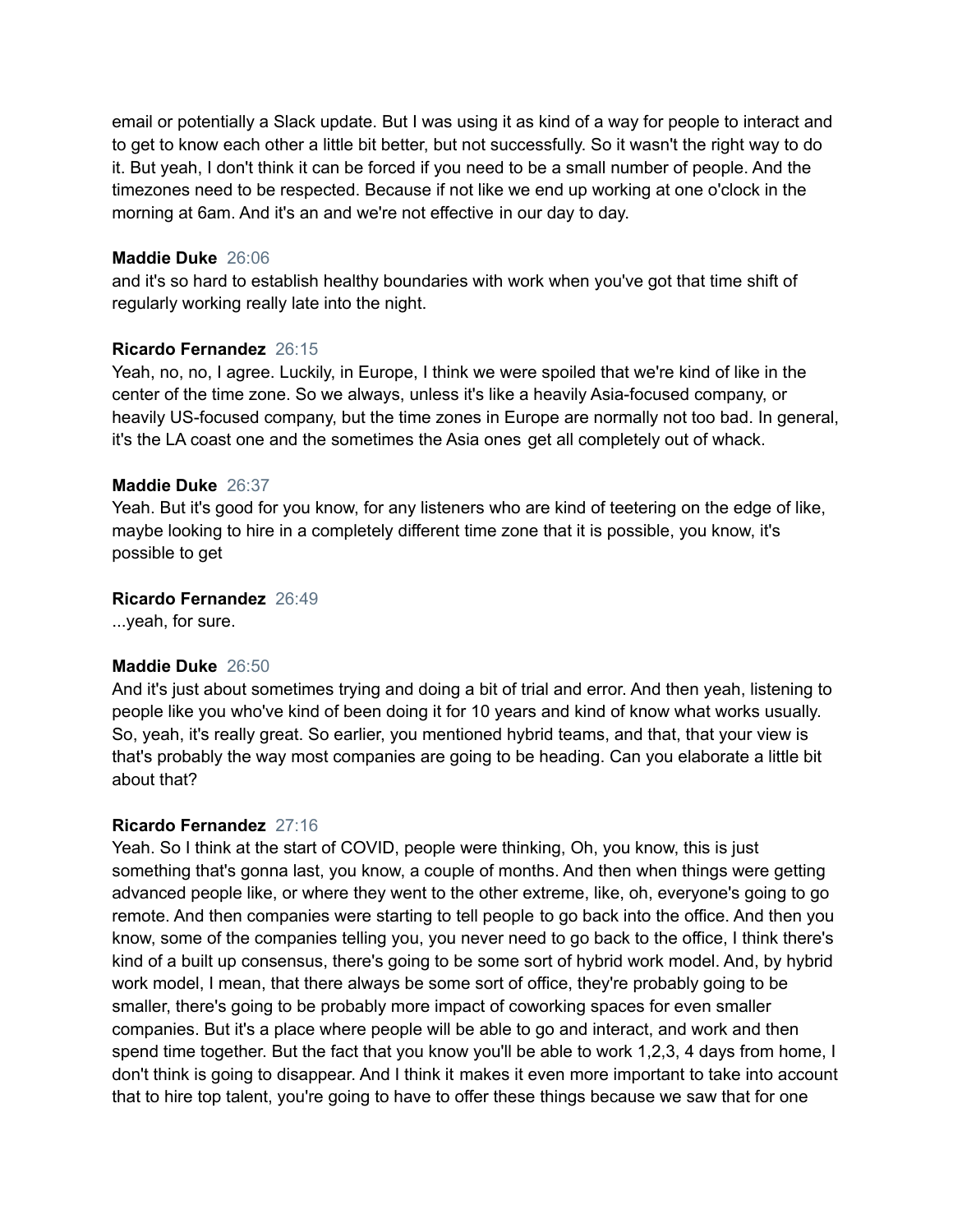email or potentially a Slack update. But I was using it as kind of a way for people to interact and to get to know each other a little bit better, but not successfully. So it wasn't the right way to do it. But yeah, I don't think it can be forced if you need to be a small number of people. And the timezones need to be respected. Because if not like we end up working at one o'clock in the morning at 6am. And it's an and we're not effective in our day to day.

**Maddie Duke** 26:06
and it's so hard to establish healthy boundaries with work when you've got that time shift of regularly working really late into the night.

**Ricardo Fernandez** 26:15
Yeah, no, no, I agree. Luckily, in Europe, I think we were spoiled that we're kind of like in the center of the time zone. So we always, unless it's like a heavily Asia-focused company, or heavily US-focused company, but the time zones in Europe are normally not too bad. In general, it's the LA coast one and the sometimes the Asia ones get all completely out of whack.

**Maddie Duke** 26:37
Yeah. But it's good for you know, for any listeners who are kind of teetering on the edge of like, maybe looking to hire in a completely different time zone that it is possible, you know, it's possible to get

**Ricardo Fernandez** 26:49
...yeah, for sure.

**Maddie Duke** 26:50
And it's just about sometimes trying and doing a bit of trial and error. And then yeah, listening to people like you who've kind of been doing it for 10 years and kind of know what works usually. So, yeah, it's really great. So earlier, you mentioned hybrid teams, and that, that your view is that's probably the way most companies are going to be heading. Can you elaborate a little bit about that?

**Ricardo Fernandez** 27:16
Yeah. So I think at the start of COVID, people were thinking, Oh, you know, this is just something that's gonna last, you know, a couple of months. And then when things were getting advanced people like, or where they went to the other extreme, like, oh, everyone's going to go remote. And then companies were starting to tell people to go back into the office. And then you know, some of the companies telling you, you never need to go back to the office, I think there's kind of a built up consensus, there's going to be some sort of hybrid work model. And, by hybrid work model, I mean, that there always be some sort of office, they're probably going to be smaller, there's going to be probably more impact of coworking spaces for even smaller companies. But it's a place where people will be able to go and interact, and work and then spend time together. But the fact that you know you'll be able to work 1,2,3, 4 days from home, I don't think is going to disappear. And I think it makes it even more important to take into account that to hire top talent, you're going to have to offer these things because we saw that for one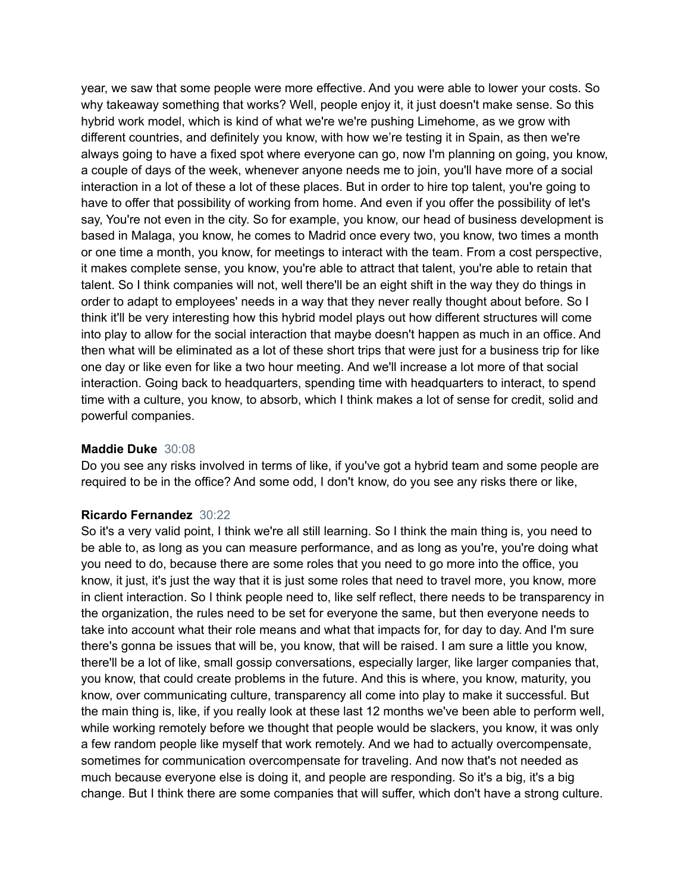year, we saw that some people were more effective. And you were able to lower your costs. So why takeaway something that works? Well, people enjoy it, it just doesn't make sense. So this hybrid work model, which is kind of what we're we're pushing Limehome, as we grow with different countries, and definitely you know, with how we're testing it in Spain, as then we're always going to have a fixed spot where everyone can go, now I'm planning on going, you know, a couple of days of the week, whenever anyone needs me to join, you'll have more of a social interaction in a lot of these a lot of these places. But in order to hire top talent, you're going to have to offer that possibility of working from home. And even if you offer the possibility of let's say, You're not even in the city. So for example, you know, our head of business development is based in Malaga, you know, he comes to Madrid once every two, you know, two times a month or one time a month, you know, for meetings to interact with the team. From a cost perspective, it makes complete sense, you know, you're able to attract that talent, you're able to retain that talent. So I think companies will not, well there'll be an eight shift in the way they do things in order to adapt to employees' needs in a way that they never really thought about before. So I think it'll be very interesting how this hybrid model plays out how different structures will come into play to allow for the social interaction that maybe doesn't happen as much in an office. And then what will be eliminated as a lot of these short trips that were just for a business trip for like one day or like even for like a two hour meeting. And we'll increase a lot more of that social interaction. Going back to headquarters, spending time with headquarters to interact, to spend time with a culture, you know, to absorb, which I think makes a lot of sense for credit, solid and powerful companies.

**Maddie Duke** 30:08
Do you see any risks involved in terms of like, if you've got a hybrid team and some people are required to be in the office? And some odd, I don't know, do you see any risks there or like,

**Ricardo Fernandez** 30:22
So it's a very valid point, I think we're all still learning. So I think the main thing is, you need to be able to, as long as you can measure performance, and as long as you're, you're doing what you need to do, because there are some roles that you need to go more into the office, you know, it just, it's just the way that it is just some roles that need to travel more, you know, more in client interaction. So I think people need to, like self reflect, there needs to be transparency in the organization, the rules need to be set for everyone the same, but then everyone needs to take into account what their role means and what that impacts for, for day to day. And I'm sure there's gonna be issues that will be, you know, that will be raised. I am sure a little you know, there'll be a lot of like, small gossip conversations, especially larger, like larger companies that, you know, that could create problems in the future. And this is where, you know, maturity, you know, over communicating culture, transparency all come into play to make it successful. But the main thing is, like, if you really look at these last 12 months we've been able to perform well, while working remotely before we thought that people would be slackers, you know, it was only a few random people like myself that work remotely. And we had to actually overcompensate, sometimes for communication overcompensate for traveling. And now that's not needed as much because everyone else is doing it, and people are responding. So it's a big, it's a big change. But I think there are some companies that will suffer, which don't have a strong culture.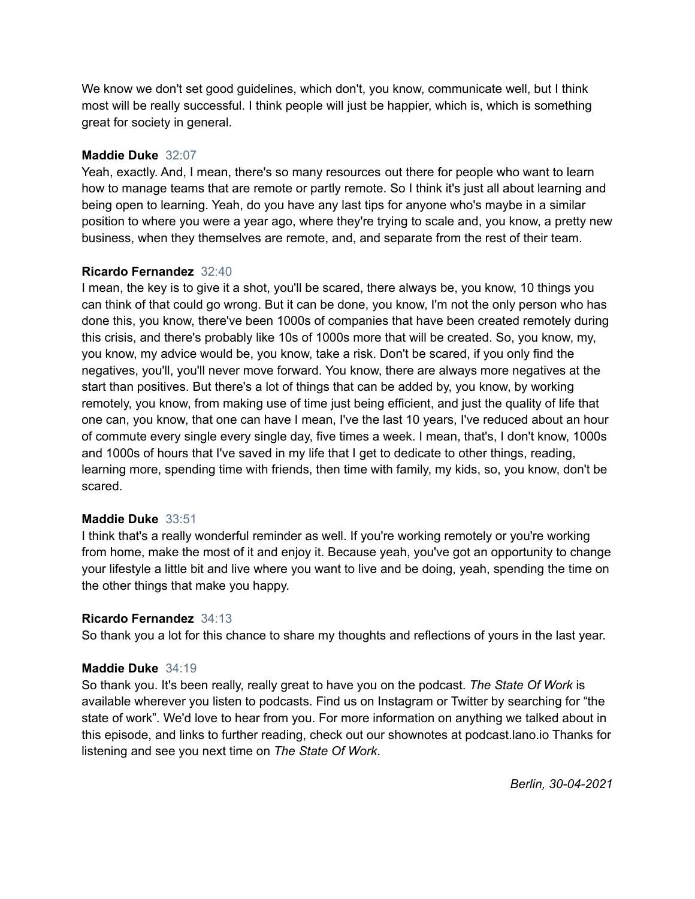We know we don't set good guidelines, which don't, you know, communicate well, but I think most will be really successful. I think people will just be happier, which is, which is something great for society in general.

**Maddie Duke** 32:07
Yeah, exactly. And, I mean, there's so many resources out there for people who want to learn how to manage teams that are remote or partly remote. So I think it's just all about learning and being open to learning. Yeah, do you have any last tips for anyone who's maybe in a similar position to where you were a year ago, where they're trying to scale and, you know, a pretty new business, when they themselves are remote, and, and separate from the rest of their team.

**Ricardo Fernandez** 32:40
I mean, the key is to give it a shot, you'll be scared, there always be, you know, 10 things you can think of that could go wrong. But it can be done, you know, I'm not the only person who has done this, you know, there've been 1000s of companies that have been created remotely during this crisis, and there's probably like 10s of 1000s more that will be created. So, you know, my, you know, my advice would be, you know, take a risk. Don't be scared, if you only find the negatives, you'll, you'll never move forward. You know, there are always more negatives at the start than positives. But there's a lot of things that can be added by, you know, by working remotely, you know, from making use of time just being efficient, and just the quality of life that one can, you know, that one can have I mean, I've the last 10 years, I've reduced about an hour of commute every single every single day, five times a week. I mean, that's, I don't know, 1000s and 1000s of hours that I've saved in my life that I get to dedicate to other things, reading, learning more, spending time with friends, then time with family, my kids, so, you know, don't be scared.

**Maddie Duke** 33:51
I think that's a really wonderful reminder as well. If you're working remotely or you're working from home, make the most of it and enjoy it. Because yeah, you've got an opportunity to change your lifestyle a little bit and live where you want to live and be doing, yeah, spending the time on the other things that make you happy.

**Ricardo Fernandez** 34:13
So thank you a lot for this chance to share my thoughts and reflections of yours in the last year.

**Maddie Duke** 34:19
So thank you. It's been really, really great to have you on the podcast. *The State Of Work* is available wherever you listen to podcasts. Find us on Instagram or Twitter by searching for "the state of work". We'd love to hear from you. For more information on anything we talked about in this episode, and links to further reading, check out our shownotes at podcast.lano.io Thanks for listening and see you next time on *The State Of Work*.

*Berlin, 30-04-2021*